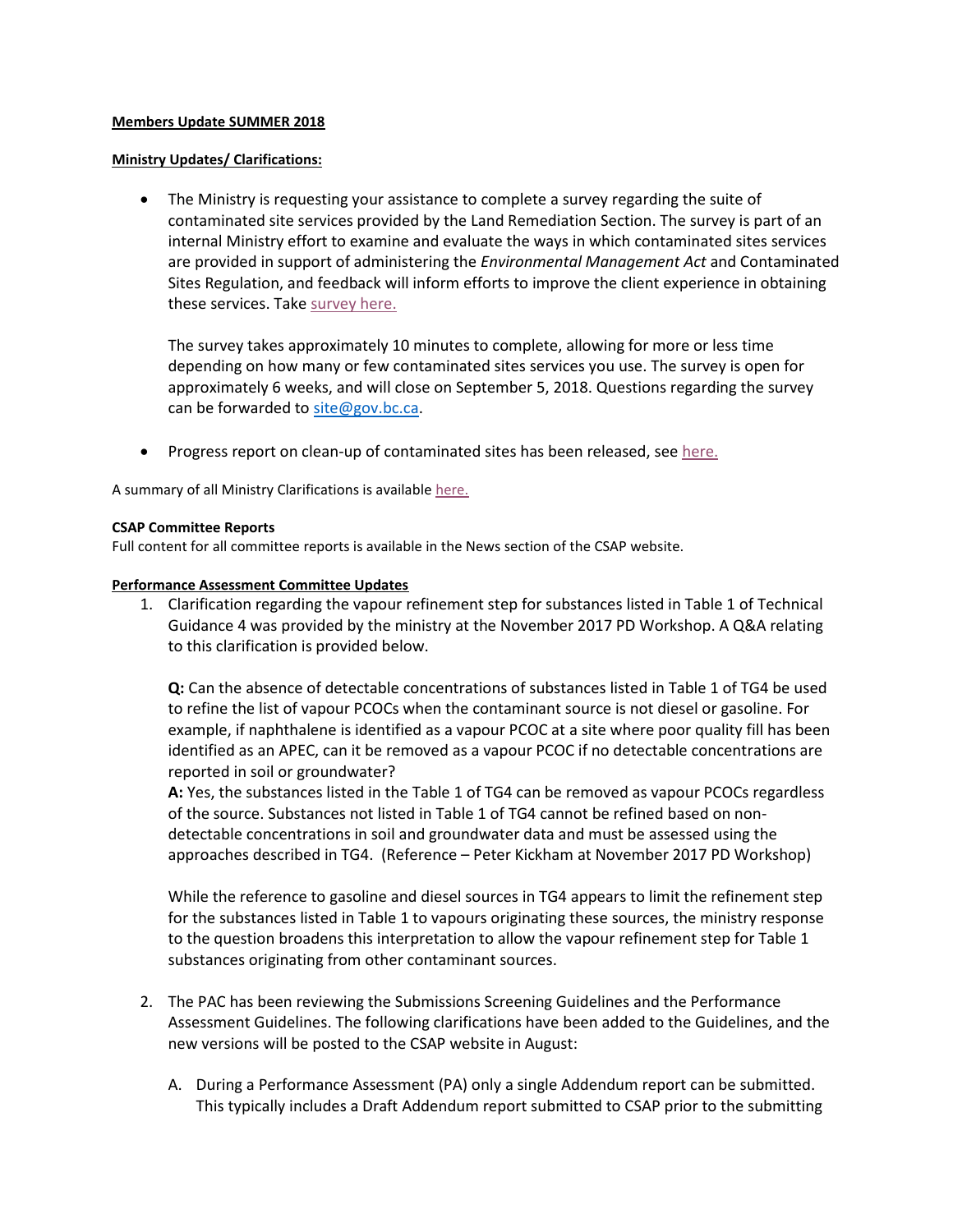**Members Update SUMMER 2018**

**Ministry Updates/ Clarifications:**

- The Ministry is requesting your assistance to complete a survey regarding the suite of contaminated site services provided by the Land Remediation Section. The survey is part of an internal Ministry effort to examine and evaluate the ways in which contaminated sites services are provided in support of administering the *Environmental Management Act* and Contaminated Sites Regulation, and feedback will inform efforts to improve the client experience in obtaining these services. Take survey here.

  The survey takes approximately 10 minutes to complete, allowing for more or less time depending on how many or few contaminated sites services you use. The survey is open for approximately 6 weeks, and will close on September 5, 2018. Questions regarding the survey can be forwarded to site@gov.bc.ca.

- Progress report on clean-up of contaminated sites has been released, see here.

A summary of all Ministry Clarifications is available here.

**CSAP Committee Reports**

Full content for all committee reports is available in the News section of the CSAP website.

**Performance Assessment Committee Updates**

1. Clarification regarding the vapour refinement step for substances listed in Table 1 of Technical Guidance 4 was provided by the ministry at the November 2017 PD Workshop. A Q&A relating to this clarification is provided below.

   **Q:** Can the absence of detectable concentrations of substances listed in Table 1 of TG4 be used to refine the list of vapour PCOCs when the contaminant source is not diesel or gasoline. For example, if naphthalene is identified as a vapour PCOC at a site where poor quality fill has been identified as an APEC, can it be removed as a vapour PCOC if no detectable concentrations are reported in soil or groundwater?
   **A:** Yes, the substances listed in the Table 1 of TG4 can be removed as vapour PCOCs regardless of the source. Substances not listed in Table 1 of TG4 cannot be refined based on non-detectable concentrations in soil and groundwater data and must be assessed using the approaches described in TG4. (Reference – Peter Kickham at November 2017 PD Workshop)

   While the reference to gasoline and diesel sources in TG4 appears to limit the refinement step for the substances listed in Table 1 to vapours originating these sources, the ministry response to the question broadens this interpretation to allow the vapour refinement step for Table 1 substances originating from other contaminant sources.

2. The PAC has been reviewing the Submissions Screening Guidelines and the Performance Assessment Guidelines. The following clarifications have been added to the Guidelines, and the new versions will be posted to the CSAP website in August:

   A. During a Performance Assessment (PA) only a single Addendum report can be submitted. This typically includes a Draft Addendum report submitted to CSAP prior to the submitting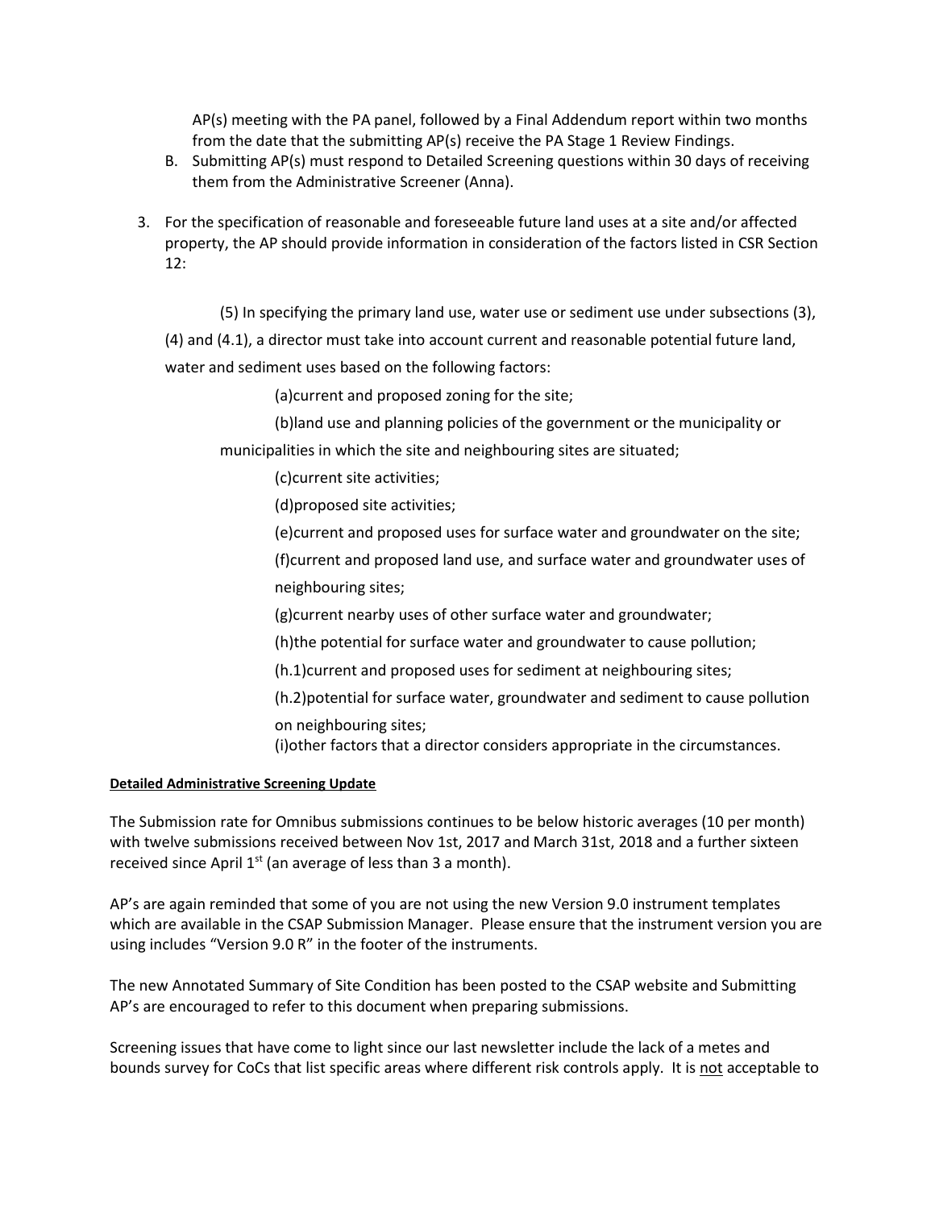AP(s) meeting with the PA panel, followed by a Final Addendum report within two months from the date that the submitting AP(s) receive the PA Stage 1 Review Findings.

B. Submitting AP(s) must respond to Detailed Screening questions within 30 days of receiving them from the Administrative Screener (Anna).

3. For the specification of reasonable and foreseeable future land uses at a site and/or affected property, the AP should provide information in consideration of the factors listed in CSR Section 12:

   (5) In specifying the primary land use, water use or sediment use under subsections (3), (4) and (4.1), a director must take into account current and reasonable potential future land, water and sediment uses based on the following factors:

   (a)current and proposed zoning for the site;

   (b)land use and planning policies of the government or the municipality or municipalities in which the site and neighbouring sites are situated;

   (c)current site activities;

   (d)proposed site activities;

   (e)current and proposed uses for surface water and groundwater on the site;

   (f)current and proposed land use, and surface water and groundwater uses of neighbouring sites;

   (g)current nearby uses of other surface water and groundwater;

   (h)the potential for surface water and groundwater to cause pollution;

   (h.1)current and proposed uses for sediment at neighbouring sites;

   (h.2)potential for surface water, groundwater and sediment to cause pollution on neighbouring sites;

   (i)other factors that a director considers appropriate in the circumstances.

**Detailed Administrative Screening Update**

The Submission rate for Omnibus submissions continues to be below historic averages (10 per month) with twelve submissions received between Nov 1st, 2017 and March 31st, 2018 and a further sixteen received since April 1st (an average of less than 3 a month).

AP's are again reminded that some of you are not using the new Version 9.0 instrument templates which are available in the CSAP Submission Manager. Please ensure that the instrument version you are using includes "Version 9.0 R" in the footer of the instruments.

The new Annotated Summary of Site Condition has been posted to the CSAP website and Submitting AP's are encouraged to refer to this document when preparing submissions.

Screening issues that have come to light since our last newsletter include the lack of a metes and bounds survey for CoCs that list specific areas where different risk controls apply. It is not acceptable to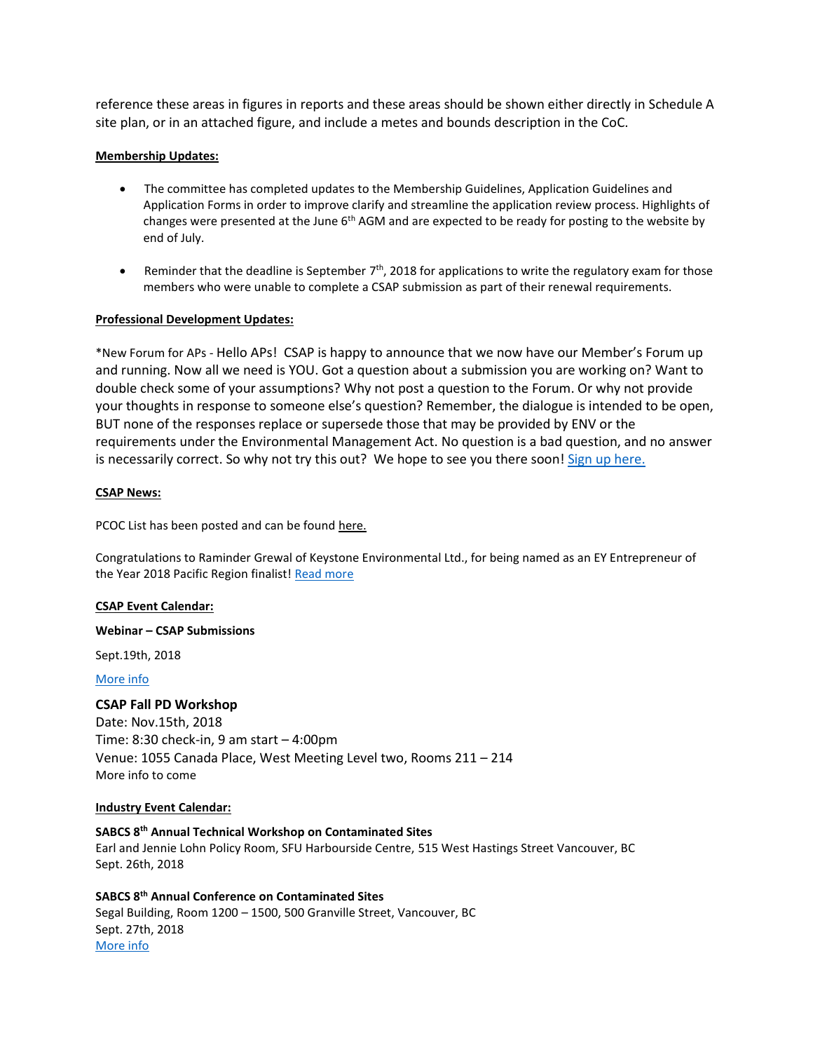reference these areas in figures in reports and these areas should be shown either directly in Schedule A site plan, or in an attached figure, and include a metes and bounds description in the CoC.

**Membership Updates:**

- The committee has completed updates to the Membership Guidelines, Application Guidelines and Application Forms in order to improve clarify and streamline the application review process. Highlights of changes were presented at the June 6th AGM and are expected to be ready for posting to the website by end of July.
- Reminder that the deadline is September 7th, 2018 for applications to write the regulatory exam for those members who were unable to complete a CSAP submission as part of their renewal requirements.

**Professional Development Updates:**

*New Forum for APs - Hello APs! CSAP is happy to announce that we now have our Member's Forum up and running. Now all we need is YOU. Got a question about a submission you are working on? Want to double check some of your assumptions? Why not post a question to the Forum. Or why not provide your thoughts in response to someone else's question? Remember, the dialogue is intended to be open, BUT none of the responses replace or supersede those that may be provided by ENV or the requirements under the Environmental Management Act. No question is a bad question, and no answer is necessarily correct. So why not try this out? We hope to see you there soon! Sign up here.

**CSAP News:**

PCOC List has been posted and can be found here.

Congratulations to Raminder Grewal of Keystone Environmental Ltd., for being named as an EY Entrepreneur of the Year 2018 Pacific Region finalist! Read more

**CSAP Event Calendar:**

**Webinar – CSAP Submissions**

Sept.19th, 2018

More info

**CSAP Fall PD Workshop**
Date: Nov.15th, 2018
Time: 8:30 check-in, 9 am start – 4:00pm
Venue: 1055 Canada Place, West Meeting Level two, Rooms 211 – 214
More info to come

**Industry Event Calendar:**

**SABCS 8th Annual Technical Workshop on Contaminated Sites**
Earl and Jennie Lohn Policy Room, SFU Harbourside Centre, 515 West Hastings Street Vancouver, BC
Sept. 26th, 2018

**SABCS 8th Annual Conference on Contaminated Sites**
Segal Building, Room 1200 – 1500, 500 Granville Street, Vancouver, BC
Sept. 27th, 2018
More info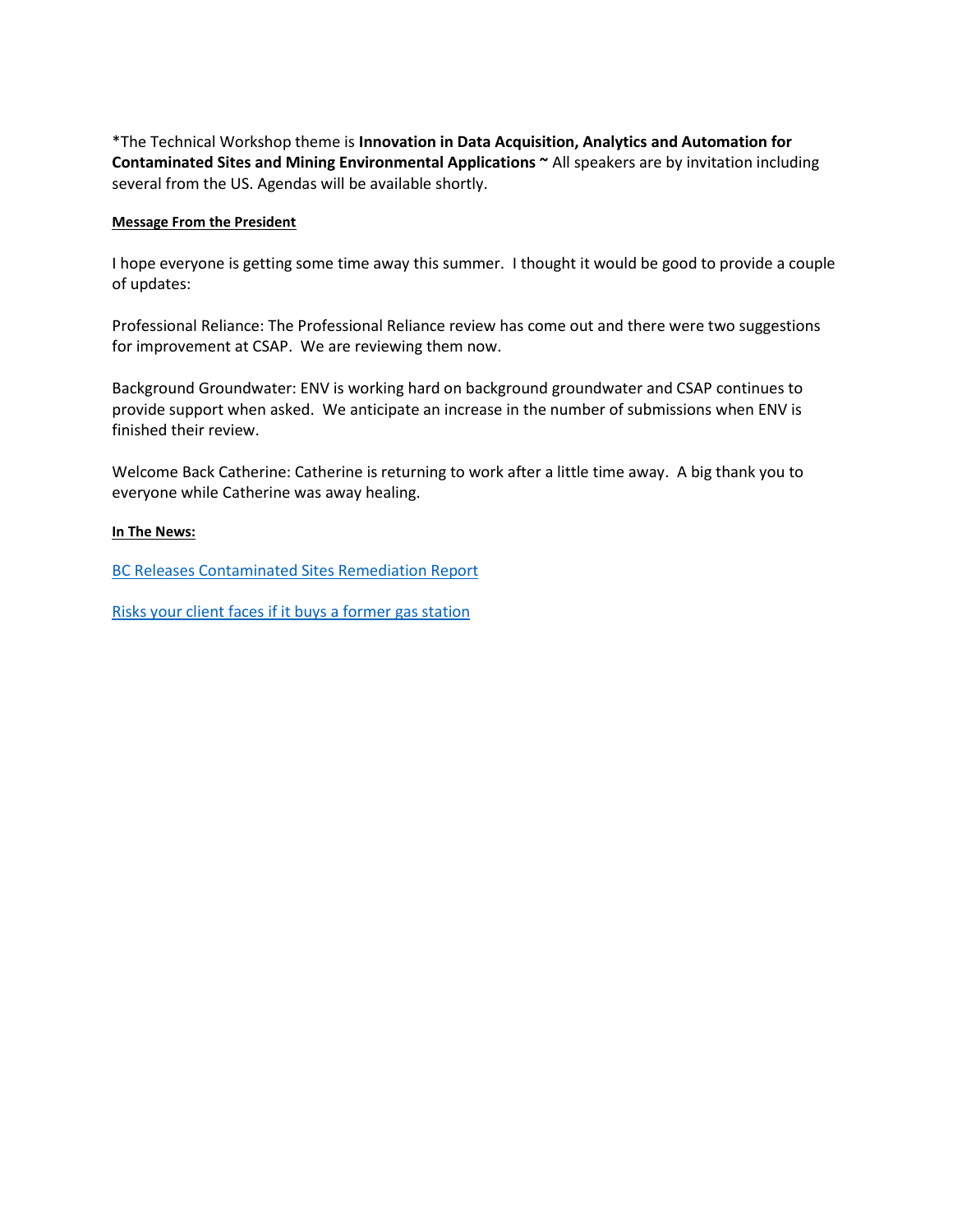*The Technical Workshop theme is **Innovation in Data Acquisition, Analytics and Automation for Contaminated Sites and Mining Environmental Applications ~** All speakers are by invitation including several from the US. Agendas will be available shortly.

**Message From the President**

I hope everyone is getting some time away this summer. I thought it would be good to provide a couple of updates:

Professional Reliance: The Professional Reliance review has come out and there were two suggestions for improvement at CSAP. We are reviewing them now.

Background Groundwater: ENV is working hard on background groundwater and CSAP continues to provide support when asked. We anticipate an increase in the number of submissions when ENV is finished their review.

Welcome Back Catherine: Catherine is returning to work after a little time away. A big thank you to everyone while Catherine was away healing.

**In The News:**

BC Releases Contaminated Sites Remediation Report

Risks your client faces if it buys a former gas station